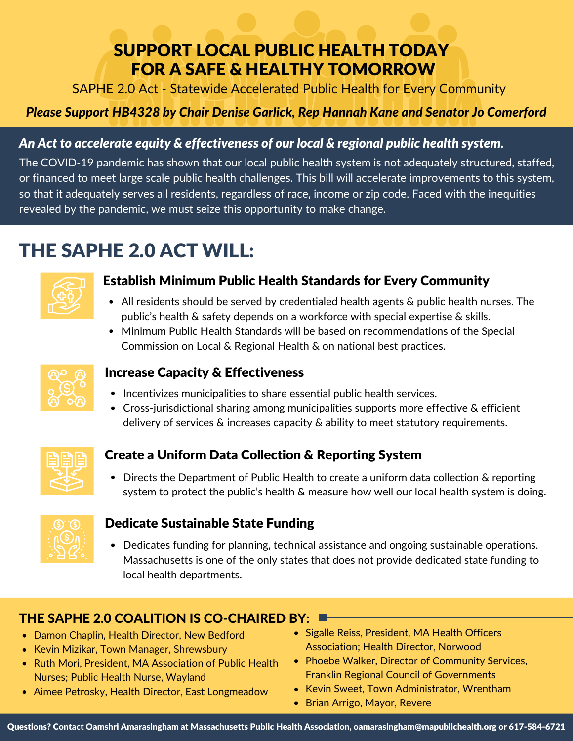# SUPPORT LOCAL PUBLIC HEALTH TODAY FOR A SAFE & HEALTHY TOMORROW

SAPHE 2.0 Act - Statewide Accelerated Public Health for Every Community

***Please Support HB4328 by Chair Denise Garlick, Rep Hannah Kane and Senator Jo Comerford***

***An Act to accelerate equity & effectiveness of our local & regional public health system.***

The COVID-19 pandemic has shown that our local public health system is not adequately structured, staffed, or financed to meet large scale public health challenges. This bill will accelerate improvements to this system, so that it adequately serves all residents, regardless of race, income or zip code. Faced with the inequities revealed by the pandemic, we must seize this opportunity to make change.

## THE SAPHE 2.0 ACT WILL:

### Establish Minimum Public Health Standards for Every Community

- All residents should be served by credentialed health agents & public health nurses. The public's health & safety depends on a workforce with special expertise & skills.
- Minimum Public Health Standards will be based on recommendations of the Special Commission on Local & Regional Health & on national best practices.

### Increase Capacity & Effectiveness

- Incentivizes municipalities to share essential public health services.
- Cross-jurisdictional sharing among municipalities supports more effective & efficient delivery of services & increases capacity & ability to meet statutory requirements.

### Create a Uniform Data Collection & Reporting System

- Directs the Department of Public Health to create a uniform data collection & reporting system to protect the public's health & measure how well our local health system is doing.

### Dedicate Sustainable State Funding

- Dedicates funding for planning, technical assistance and ongoing sustainable operations. Massachusetts is one of the only states that does not provide dedicated state funding to local health departments.

## THE SAPHE 2.0 COALITION IS CO-CHAIRED BY:

- Damon Chaplin, Health Director, New Bedford
- Kevin Mizikar, Town Manager, Shrewsbury
- Ruth Mori, President, MA Association of Public Health Nurses; Public Health Nurse, Wayland
- Aimee Petrosky, Health Director, East Longmeadow
- Sigalle Reiss, President, MA Health Officers Association; Health Director, Norwood
- Phoebe Walker, Director of Community Services, Franklin Regional Council of Governments
- Kevin Sweet, Town Administrator, Wrentham
- Brian Arrigo, Mayor, Revere

**Questions? Contact Oamshri Amarasingham at Massachusetts Public Health Association, oamarasingham@mapublichealth.org or 617-584-6721**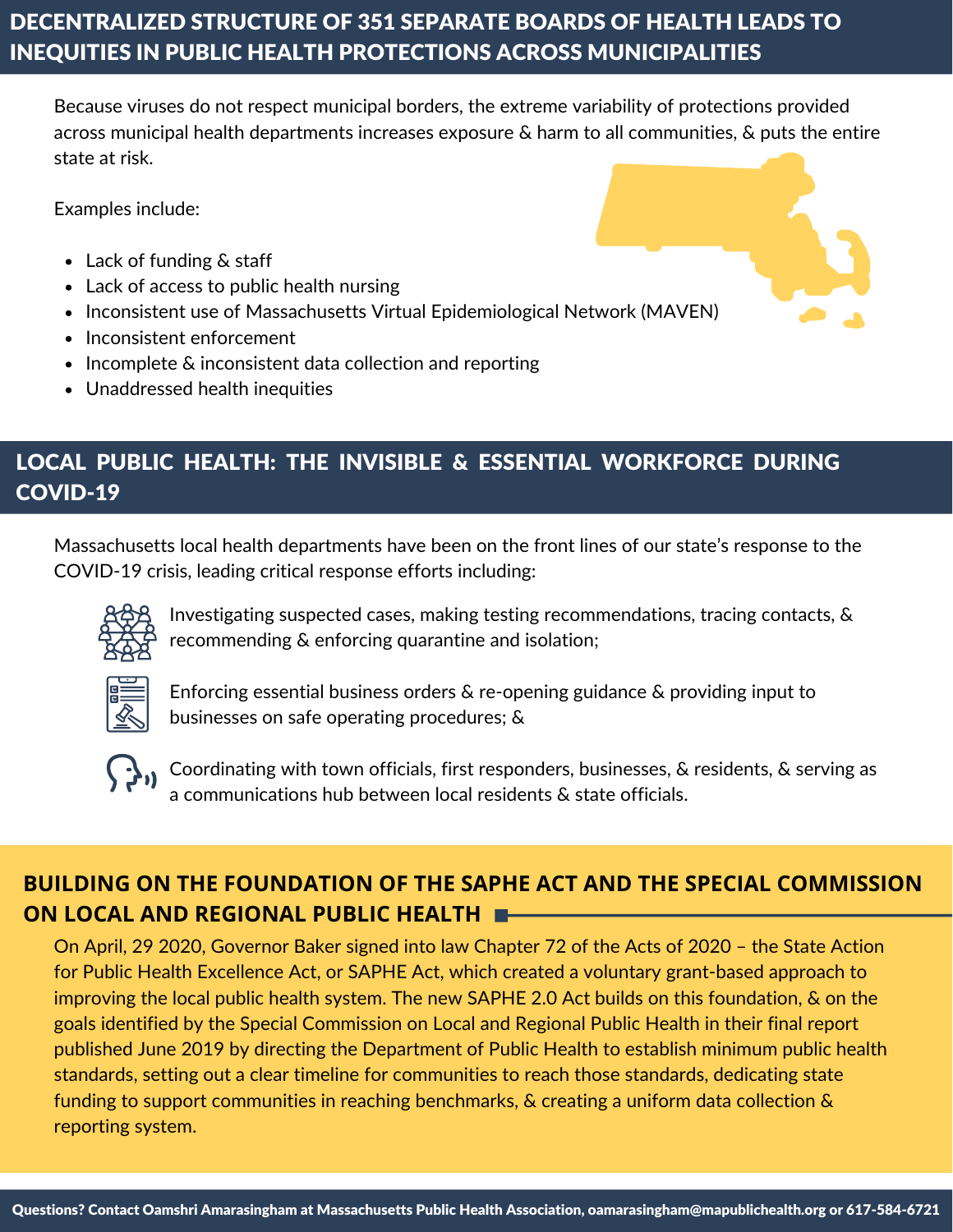## DECENTRALIZED STRUCTURE OF 351 SEPARATE BOARDS OF HEALTH LEADS TO INEQUITIES IN PUBLIC HEALTH PROTECTIONS ACROSS MUNICIPALITIES

Because viruses do not respect municipal borders, the extreme variability of protections provided across municipal health departments increases exposure & harm to all communities, & puts the entire state at risk.

Examples include:

- Lack of funding & staff
- Lack of access to public health nursing
- Inconsistent use of Massachusetts Virtual Epidemiological Network (MAVEN)
- Inconsistent enforcement
- Incomplete & inconsistent data collection and reporting
- Unaddressed health inequities

## LOCAL PUBLIC HEALTH: THE INVISIBLE & ESSENTIAL WORKFORCE DURING COVID-19

Massachusetts local health departments have been on the front lines of our state's response to the COVID-19 crisis, leading critical response efforts including:

- Investigating suspected cases, making testing recommendations, tracing contacts, & recommending & enforcing quarantine and isolation;
- Enforcing essential business orders & re-opening guidance & providing input to businesses on safe operating procedures; &
- Coordinating with town officials, first responders, businesses, & residents, & serving as a communications hub between local residents & state officials.

## BUILDING ON THE FOUNDATION OF THE SAPHE ACT AND THE SPECIAL COMMISSION ON LOCAL AND REGIONAL PUBLIC HEALTH

On April, 29 2020, Governor Baker signed into law Chapter 72 of the Acts of 2020 – the State Action for Public Health Excellence Act, or SAPHE Act, which created a voluntary grant-based approach to improving the local public health system. The new SAPHE 2.0 Act builds on this foundation, & on the goals identified by the Special Commission on Local and Regional Public Health in their final report published June 2019 by directing the Department of Public Health to establish minimum public health standards, setting out a clear timeline for communities to reach those standards, dedicating state funding to support communities in reaching benchmarks, & creating a uniform data collection & reporting system.

**Questions? Contact Oamshri Amarasingham at Massachusetts Public Health Association, oamarasingham@mapublichealth.org or 617-584-6721**